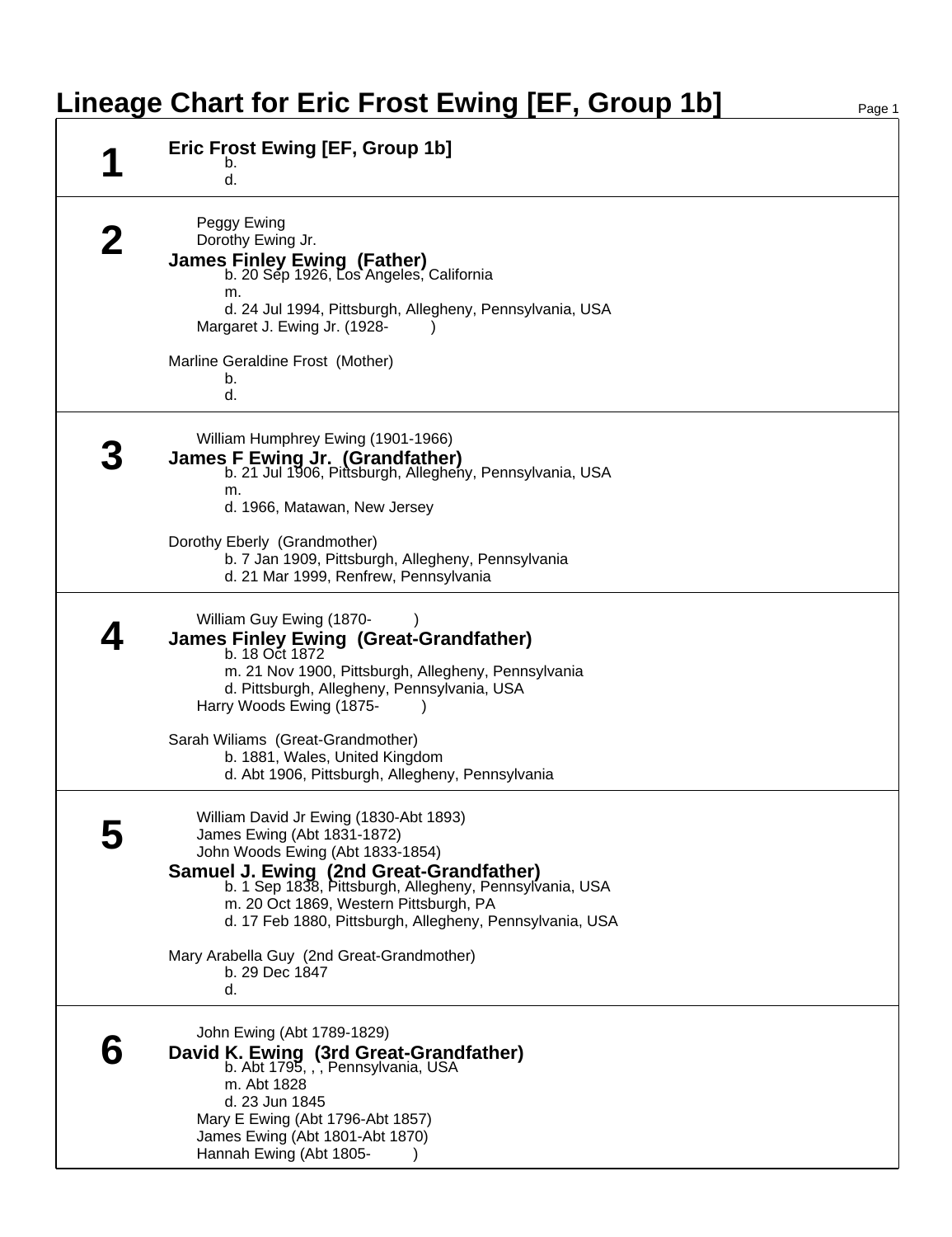# Lineage Chart for Eric Frost Ewing [EF, Group 1b]

## 1

**Eric Frost Ewing [EF, Group 1b]**
b.
d.

## 2

Peggy Ewing
Dorothy Ewing Jr.

**James Finley Ewing (Father)**
b. 20 Sep 1926, Los Angeles, California
m.
d. 24 Jul 1994, Pittsburgh, Allegheny, Pennsylvania, USA

Margaret J. Ewing Jr. (1928- )

Marline Geraldine Frost (Mother)
b.
d.

## 3

William Humphrey Ewing (1901-1966)

**James F Ewing Jr. (Grandfather)**
b. 21 Jul 1906, Pittsburgh, Allegheny, Pennsylvania, USA
m.
d. 1966, Matawan, New Jersey

Dorothy Eberly (Grandmother)
b. 7 Jan 1909, Pittsburgh, Allegheny, Pennsylvania
d. 21 Mar 1999, Renfrew, Pennsylvania

## 4

William Guy Ewing (1870- )

**James Finley Ewing (Great-Grandfather)**
b. 18 Oct 1872
m. 21 Nov 1900, Pittsburgh, Allegheny, Pennsylvania
d. Pittsburgh, Allegheny, Pennsylvania, USA

Harry Woods Ewing (1875- )

Sarah Wiliams (Great-Grandmother)
b. 1881, Wales, United Kingdom
d. Abt 1906, Pittsburgh, Allegheny, Pennsylvania

## 5

William David Jr Ewing (1830-Abt 1893)
James Ewing (Abt 1831-1872)
John Woods Ewing (Abt 1833-1854)

**Samuel J. Ewing (2nd Great-Grandfather)**
b. 1 Sep 1838, Pittsburgh, Allegheny, Pennsylvania, USA
m. 20 Oct 1869, Western Pittsburgh, PA
d. 17 Feb 1880, Pittsburgh, Allegheny, Pennsylvania, USA

Mary Arabella Guy (2nd Great-Grandmother)
b. 29 Dec 1847
d.

## 6

John Ewing (Abt 1789-1829)

**David K. Ewing (3rd Great-Grandfather)**
b. Abt 1795, , , Pennsylvania, USA
m. Abt 1828
d. 23 Jun 1845

Mary E Ewing (Abt 1796-Abt 1857)
James Ewing (Abt 1801-Abt 1870)
Hannah Ewing (Abt 1805- )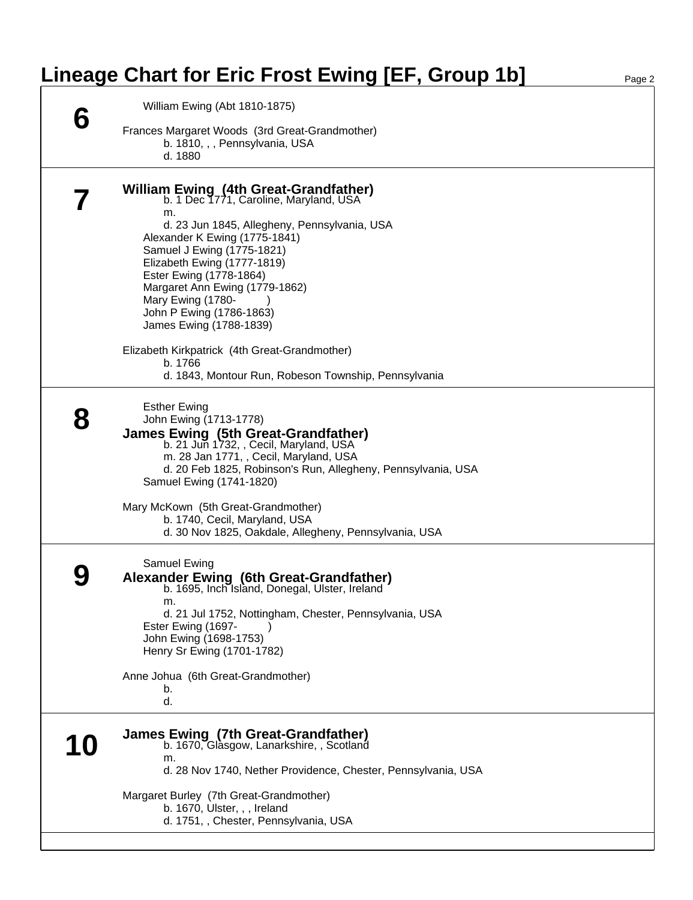# Lineage Chart for Eric Frost Ewing [EF, Group 1b]

## 6

William Ewing (Abt 1810-1875)

Frances Margaret Woods (3rd Great-Grandmother)
b. 1810, , , Pennsylvania, USA
d. 1880

## 7

**William Ewing (4th Great-Grandfather)**
b. 1 Dec 1771, Caroline, Maryland, USA
m.
d. 23 Jun 1845, Allegheny, Pennsylvania, USA

Alexander K Ewing (1775-1841)
Samuel J Ewing (1775-1821)
Elizabeth Ewing (1777-1819)
Ester Ewing (1778-1864)
Margaret Ann Ewing (1779-1862)
Mary Ewing (1780- )
John P Ewing (1786-1863)
James Ewing (1788-1839)

Elizabeth Kirkpatrick (4th Great-Grandmother)
b. 1766
d. 1843, Montour Run, Robeson Township, Pennsylvania

## 8

Esther Ewing
John Ewing (1713-1778)

**James Ewing (5th Great-Grandfather)**
b. 21 Jun 1732, , Cecil, Maryland, USA
m. 28 Jan 1771, , Cecil, Maryland, USA
d. 20 Feb 1825, Robinson's Run, Allegheny, Pennsylvania, USA

Samuel Ewing (1741-1820)

Mary McKown (5th Great-Grandmother)
b. 1740, Cecil, Maryland, USA
d. 30 Nov 1825, Oakdale, Allegheny, Pennsylvania, USA

## 9

Samuel Ewing

**Alexander Ewing (6th Great-Grandfather)**
b. 1695, Inch Island, Donegal, Ulster, Ireland
m.
d. 21 Jul 1752, Nottingham, Chester, Pennsylvania, USA

Ester Ewing (1697- )
John Ewing (1698-1753)
Henry Sr Ewing (1701-1782)

Anne Johua (6th Great-Grandmother)
b.
d.

## 10

**James Ewing (7th Great-Grandfather)**
b. 1670, Glasgow, Lanarkshire, , Scotland
m.
d. 28 Nov 1740, Nether Providence, Chester, Pennsylvania, USA

Margaret Burley (7th Great-Grandmother)
b. 1670, Ulster, , , Ireland
d. 1751, , Chester, Pennsylvania, USA